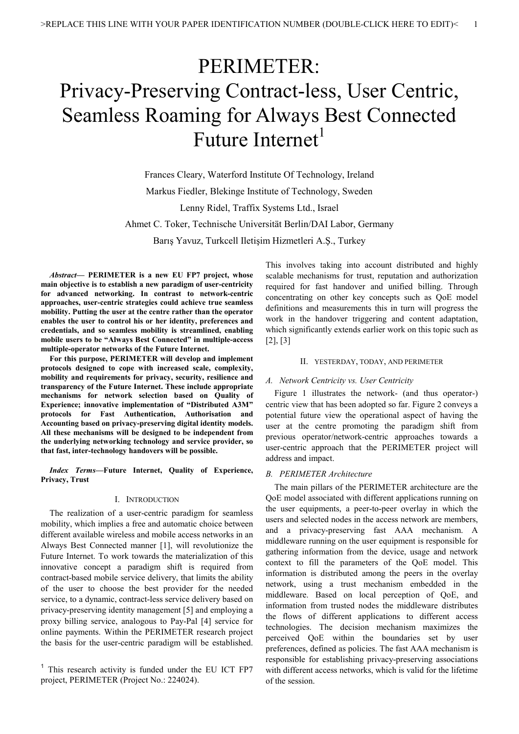# PERIMETER: Privacy-Preserving Contract-less, User Centric, Seamless Roaming for Always Best Connected Future Internet[1]

Frances Cleary, Waterford Institute Of Technology, Ireland

Markus Fiedler, Blekinge Institute of Technology, Sweden

Lenny Ridel, Traffix Systems Ltd., Israel

Ahmet C. Toker, Technische Universität Berlin/DAI Labor, Germany

Barış Yavuz, Turkcell Iletişim Hizmetleri A.Ş., Turkey

***Abstract*— PERIMETER is a new EU FP7 project, whose main objective is to establish a new paradigm of user-centricity for advanced networking. In contrast to network-centric approaches, user-centric strategies could achieve true seamless mobility. Putting the user at the centre rather than the operator enables the user to control his or her identity, preferences and credentials, and so seamless mobility is streamlined, enabling mobile users to be "Always Best Connected" in multiple-access multiple-operator networks of the Future Internet.**

**For this purpose, PERIMETER will develop and implement protocols designed to cope with increased scale, complexity, mobility and requirements for privacy, security, resilience and transparency of the Future Internet. These include appropriate mechanisms for network selection based on Quality of Experience; innovative implementation of "Distributed A3M" protocols for Fast Authentication, Authorisation and Accounting based on privacy-preserving digital identity models. All these mechanisms will be designed to be independent from the underlying networking technology and service provider, so that fast, inter-technology handovers will be possible.**

***Index Terms*—Future Internet, Quality of Experience, Privacy, Trust**

## I. Introduction

The realization of a user-centric paradigm for seamless mobility, which implies a free and automatic choice between different available wireless and mobile access networks in an Always Best Connected manner [1], will revolutionize the Future Internet. To work towards the materialization of this innovative concept a paradigm shift is required from contract-based mobile service delivery, that limits the ability of the user to choose the best provider for the needed service, to a dynamic, contract-less service delivery based on privacy-preserving identity management [5] and employing a proxy billing service, analogous to Pay-Pal [4] service for online payments. Within the PERIMETER research project the basis for the user-centric paradigm will be established. This involves taking into account distributed and highly scalable mechanisms for trust, reputation and authorization required for fast handover and unified billing. Through concentrating on other key concepts such as QoE model definitions and measurements this in turn will progress the work in the handover triggering and content adaptation, which significantly extends earlier work on this topic such as [2], [3]

## II. Yesterday, Today, and PERIMETER

### A. Network Centricity vs. User Centricity

Figure 1 illustrates the network- (and thus operator-) centric view that has been adopted so far. Figure 2 conveys a potential future view the operational aspect of having the user at the centre promoting the paradigm shift from previous operator/network-centric approaches towards a user-centric approach that the PERIMETER project will address and impact.

### B. PERIMETER Architecture

The main pillars of the PERIMETER architecture are the QoE model associated with different applications running on the user equipments, a peer-to-peer overlay in which the users and selected nodes in the access network are members, and a privacy-preserving fast AAA mechanism. A middleware running on the user equipment is responsible for gathering information from the device, usage and network context to fill the parameters of the QoE model. This information is distributed among the peers in the overlay network, using a trust mechanism embedded in the middleware. Based on local perception of QoE, and information from trusted nodes the middleware distributes the flows of different applications to different access technologies. The decision mechanism maximizes the perceived QoE within the boundaries set by user preferences, defined as policies. The fast AAA mechanism is responsible for establishing privacy-preserving associations with different access networks, which is valid for the lifetime of the session.

[1] This research activity is funded under the EU ICT FP7 project, PERIMETER (Project No.: 224024).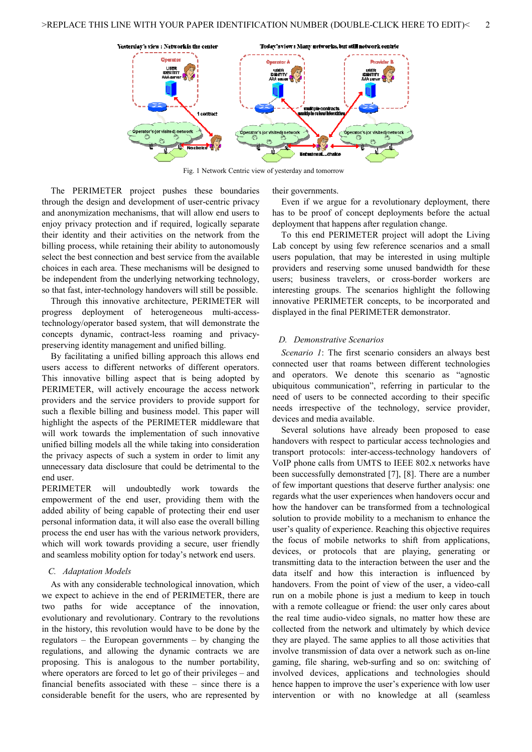Fig. 1 Network Centric view of yesterday and tomorrow

The PERIMETER project pushes these boundaries through the design and development of user-centric privacy and anonymization mechanisms, that will allow end users to enjoy privacy protection and if required, logically separate their identity and their activities on the network from the billing process, while retaining their ability to autonomously select the best connection and best service from the available choices in each area. These mechanisms will be designed to be independent from the underlying networking technology, so that fast, inter-technology handovers will still be possible.

Through this innovative architecture, PERIMETER will progress deployment of heterogeneous multi-access-technology/operator based system, that will demonstrate the concepts dynamic, contract-less roaming and privacy-preserving identity management and unified billing.

By facilitating a unified billing approach this allows end users access to different networks of different operators. This innovative billing aspect that is being adopted by PERIMETER, will actively encourage the access network providers and the service providers to provide support for such a flexible billing and business model. This paper will highlight the aspects of the PERIMETER middleware that will work towards the implementation of such innovative unified billing models all the while taking into consideration the privacy aspects of such a system in order to limit any unnecessary data disclosure that could be detrimental to the end user.

PERIMETER will undoubtedly work towards the empowerment of the end user, providing them with the added ability of being capable of protecting their end user personal information data, it will also ease the overall billing process the end user has with the various network providers, which will work towards providing a secure, user friendly and seamless mobility option for today's network end users.

### C. Adaptation Models

As with any considerable technological innovation, which we expect to achieve in the end of PERIMETER, there are two paths for wide acceptance of the innovation, evolutionary and revolutionary. Contrary to the revolutions in the history, this revolution would have to be done by the regulators – the European governments – by changing the regulations, and allowing the dynamic contracts we are proposing. This is analogous to the number portability, where operators are forced to let go of their privileges – and financial benefits associated with these – since there is a considerable benefit for the users, who are represented by their governments.

Even if we argue for a revolutionary deployment, there has to be proof of concept deployments before the actual deployment that happens after regulation change.

To this end PERIMETER project will adopt the Living Lab concept by using few reference scenarios and a small users population, that may be interested in using multiple providers and reserving some unused bandwidth for these users; business travelers, or cross-border workers are interesting groups. The scenarios highlight the following innovative PERIMETER concepts, to be incorporated and displayed in the final PERIMETER demonstrator.

### D. Demonstrative Scenarios

*Scenario 1*: The first scenario considers an always best connected user that roams between different technologies and operators. We denote this scenario as "agnostic ubiquitous communication", referring in particular to the need of users to be connected according to their specific needs irrespective of the technology, service provider, devices and media available.

Several solutions have already been proposed to ease handovers with respect to particular access technologies and transport protocols: inter-access-technology handovers of VoIP phone calls from UMTS to IEEE 802.x networks have been successfully demonstrated [7], [8]. There are a number of few important questions that deserve further analysis: one regards what the user experiences when handovers occur and how the handover can be transformed from a technological solution to provide mobility to a mechanism to enhance the user's quality of experience. Reaching this objective requires the focus of mobile networks to shift from applications, devices, or protocols that are playing, generating or transmitting data to the interaction between the user and the data itself and how this interaction is influenced by handovers. From the point of view of the user, a video-call run on a mobile phone is just a medium to keep in touch with a remote colleague or friend: the user only cares about the real time audio-video signals, no matter how these are collected from the network and ultimately by which device they are played. The same applies to all those activities that involve transmission of data over a network such as on-line gaming, file sharing, web-surfing and so on: switching of involved devices, applications and technologies should hence happen to improve the user's experience with low user intervention or with no knowledge at all (seamless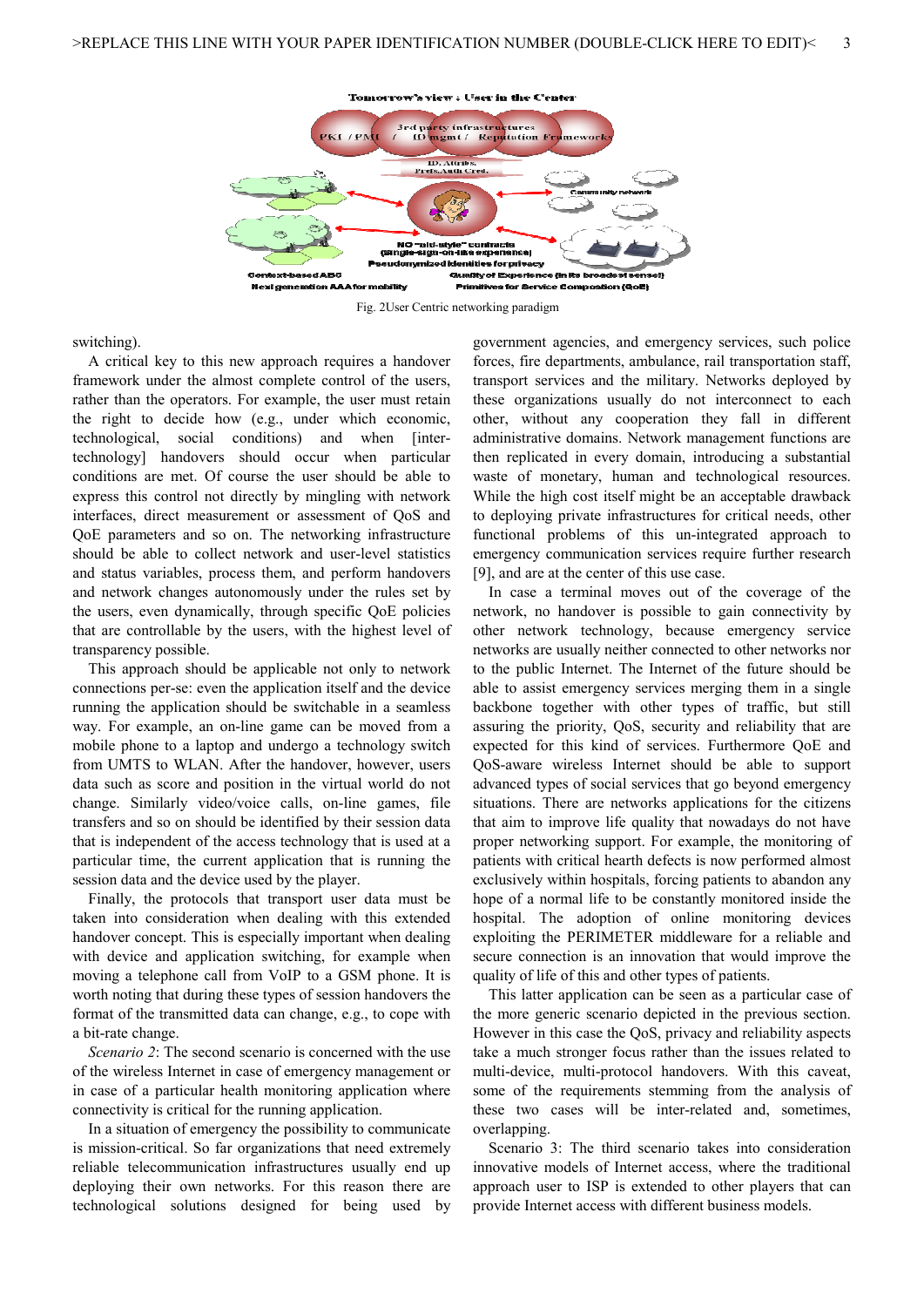Fig. 2User Centric networking paradigm

switching).

A critical key to this new approach requires a handover framework under the almost complete control of the users, rather than the operators. For example, the user must retain the right to decide how (e.g., under which economic, technological, social conditions) and when [inter-technology] handovers should occur when particular conditions are met. Of course the user should be able to express this control not directly by mingling with network interfaces, direct measurement or assessment of QoS and QoE parameters and so on. The networking infrastructure should be able to collect network and user-level statistics and status variables, process them, and perform handovers and network changes autonomously under the rules set by the users, even dynamically, through specific QoE policies that are controllable by the users, with the highest level of transparency possible.

This approach should be applicable not only to network connections per-se: even the application itself and the device running the application should be switchable in a seamless way. For example, an on-line game can be moved from a mobile phone to a laptop and undergo a technology switch from UMTS to WLAN. After the handover, however, users data such as score and position in the virtual world do not change. Similarly video/voice calls, on-line games, file transfers and so on should be identified by their session data that is independent of the access technology that is used at a particular time, the current application that is running the session data and the device used by the player.

Finally, the protocols that transport user data must be taken into consideration when dealing with this extended handover concept. This is especially important when dealing with device and application switching, for example when moving a telephone call from VoIP to a GSM phone. It is worth noting that during these types of session handovers the format of the transmitted data can change, e.g., to cope with a bit-rate change.

*Scenario 2*: The second scenario is concerned with the use of the wireless Internet in case of emergency management or in case of a particular health monitoring application where connectivity is critical for the running application.

In a situation of emergency the possibility to communicate is mission-critical. So far organizations that need extremely reliable telecommunication infrastructures usually end up deploying their own networks. For this reason there are technological solutions designed for being used by government agencies, and emergency services, such police forces, fire departments, ambulance, rail transportation staff, transport services and the military. Networks deployed by these organizations usually do not interconnect to each other, without any cooperation they fall in different administrative domains. Network management functions are then replicated in every domain, introducing a substantial waste of monetary, human and technological resources. While the high cost itself might be an acceptable drawback to deploying private infrastructures for critical needs, other functional problems of this un-integrated approach to emergency communication services require further research [9], and are at the center of this use case.

In case a terminal moves out of the coverage of the network, no handover is possible to gain connectivity by other network technology, because emergency service networks are usually neither connected to other networks nor to the public Internet. The Internet of the future should be able to assist emergency services merging them in a single backbone together with other types of traffic, but still assuring the priority, QoS, security and reliability that are expected for this kind of services. Furthermore QoE and QoS-aware wireless Internet should be able to support advanced types of social services that go beyond emergency situations. There are networks applications for the citizens that aim to improve life quality that nowadays do not have proper networking support. For example, the monitoring of patients with critical hearth defects is now performed almost exclusively within hospitals, forcing patients to abandon any hope of a normal life to be constantly monitored inside the hospital. The adoption of online monitoring devices exploiting the PERIMETER middleware for a reliable and secure connection is an innovation that would improve the quality of life of this and other types of patients.

This latter application can be seen as a particular case of the more generic scenario depicted in the previous section. However in this case the QoS, privacy and reliability aspects take a much stronger focus rather than the issues related to multi-device, multi-protocol handovers. With this caveat, some of the requirements stemming from the analysis of these two cases will be inter-related and, sometimes, overlapping.

Scenario 3: The third scenario takes into consideration innovative models of Internet access, where the traditional approach user to ISP is extended to other players that can provide Internet access with different business models.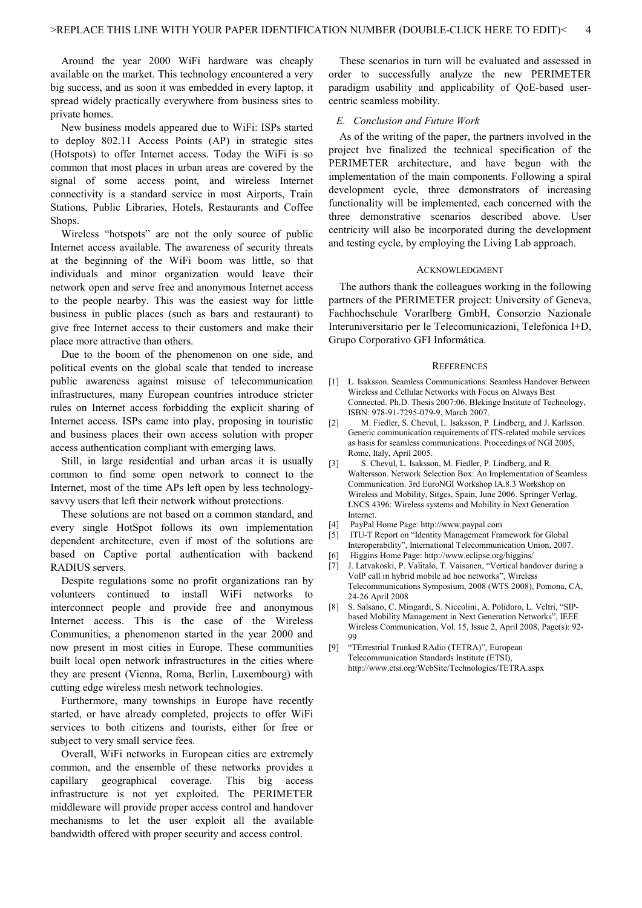Around the year 2000 WiFi hardware was cheaply available on the market. This technology encountered a very big success, and as soon it was embedded in every laptop, it spread widely practically everywhere from business sites to private homes.

New business models appeared due to WiFi: ISPs started to deploy 802.11 Access Points (AP) in strategic sites (Hotspots) to offer Internet access. Today the WiFi is so common that most places in urban areas are covered by the signal of some access point, and wireless Internet connectivity is a standard service in most Airports, Train Stations, Public Libraries, Hotels, Restaurants and Coffee Shops.

Wireless "hotspots" are not the only source of public Internet access available. The awareness of security threats at the beginning of the WiFi boom was little, so that individuals and minor organization would leave their network open and serve free and anonymous Internet access to the people nearby. This was the easiest way for little business in public places (such as bars and restaurant) to give free Internet access to their customers and make their place more attractive than others.

Due to the boom of the phenomenon on one side, and political events on the global scale that tended to increase public awareness against misuse of telecommunication infrastructures, many European countries introduce stricter rules on Internet access forbidding the explicit sharing of Internet access. ISPs came into play, proposing in touristic and business places their own access solution with proper access authentication compliant with emerging laws.

Still, in large residential and urban areas it is usually common to find some open network to connect to the Internet, most of the time APs left open by less technology-savvy users that left their network without protections.

These solutions are not based on a common standard, and every single HotSpot follows its own implementation dependent architecture, even if most of the solutions are based on Captive portal authentication with backend RADIUS servers.

Despite regulations some no profit organizations ran by volunteers continued to install WiFi networks to interconnect people and provide free and anonymous Internet access. This is the case of the Wireless Communities, a phenomenon started in the year 2000 and now present in most cities in Europe. These communities built local open network infrastructures in the cities where they are present (Vienna, Roma, Berlin, Luxembourg) with cutting edge wireless mesh network technologies.

Furthermore, many townships in Europe have recently started, or have already completed, projects to offer WiFi services to both citizens and tourists, either for free or subject to very small service fees.

Overall, WiFi networks in European cities are extremely common, and the ensemble of these networks provides a capillary geographical coverage. This big access infrastructure is not yet exploited. The PERIMETER middleware will provide proper access control and handover mechanisms to let the user exploit all the available bandwidth offered with proper security and access control.

These scenarios in turn will be evaluated and assessed in order to successfully analyze the new PERIMETER paradigm usability and applicability of QoE-based user-centric seamless mobility.

### *E. Conclusion and Future Work*

As of the writing of the paper, the partners involved in the project hve finalized the technical specification of the PERIMETER architecture, and have begun with the implementation of the main components. Following a spiral development cycle, three demonstrators of increasing functionality will be implemented, each concerned with the three demonstrative scenarios described above. User centricity will also be incorporated during the development and testing cycle, by employing the Living Lab approach.

## Acknowledgment

The authors thank the colleagues working in the following partners of the PERIMETER project: University of Geneva, Fachhochschule Vorarlberg GmbH, Consorzio Nazionale Interuniversitario per le Telecomunicazioni, Telefonica I+D, Grupo Corporativo GFI Informática.

## References

[1] L. Isaksson. Seamless Communications: Seamless Handover Between Wireless and Cellular Networks with Focus on Always Best Connected. Ph.D. Thesis 2007:06. Blekinge Institute of Technology, ISBN: 978-91-7295-079-9, March 2007.

[2] M. Fiedler, S. Chevul, L. Isaksson, P. Lindberg, and J. Karlsson. Generic communication requirements of ITS-related mobile services as basis for seamless communications. Proceedings of NGI 2005, Rome, Italy, April 2005.

[3] S. Chevul, L. Isaksson, M. Fiedler, P. Lindberg, and R. Waltersson. Network Selection Box: An Implementation of Seamless Communication. 3rd EuroNGI Workshop IA.8.3 Workshop on Wireless and Mobility, Sitges, Spain, June 2006. Springer Verlag, LNCS 4396: Wireless systems and Mobility in Next Generation Internet.

[4] PayPal Home Page: http://www.paypal.com

[5] ITU-T Report on "Identity Management Framework for Global Interoperability", International Telecommunication Union, 2007.

[6] Higgins Home Page: http://www.eclipse.org/higgins/

[7] J. Latvakoski, P. Valitalo, T. Vaisanen, "Vertical handover during a VoIP call in hybrid mobile ad hoc networks", Wireless Telecommunications Symposium, 2008 (WTS 2008), Pomona, CA, 24-26 April 2008

[8] S. Salsano, C. Mingardi, S. Niccolini, A. Polidoro, L. Veltri, "SIP-based Mobility Management in Next Generation Networks", IEEE Wireless Communication, Vol. 15, Issue 2, April 2008, Page(s): 92-99

[9] "TErrestrial Trunked RAdio (TETRA)", European Telecommunication Standards Institute (ETSI), http://www.etsi.org/WebSite/Technologies/TETRA.aspx